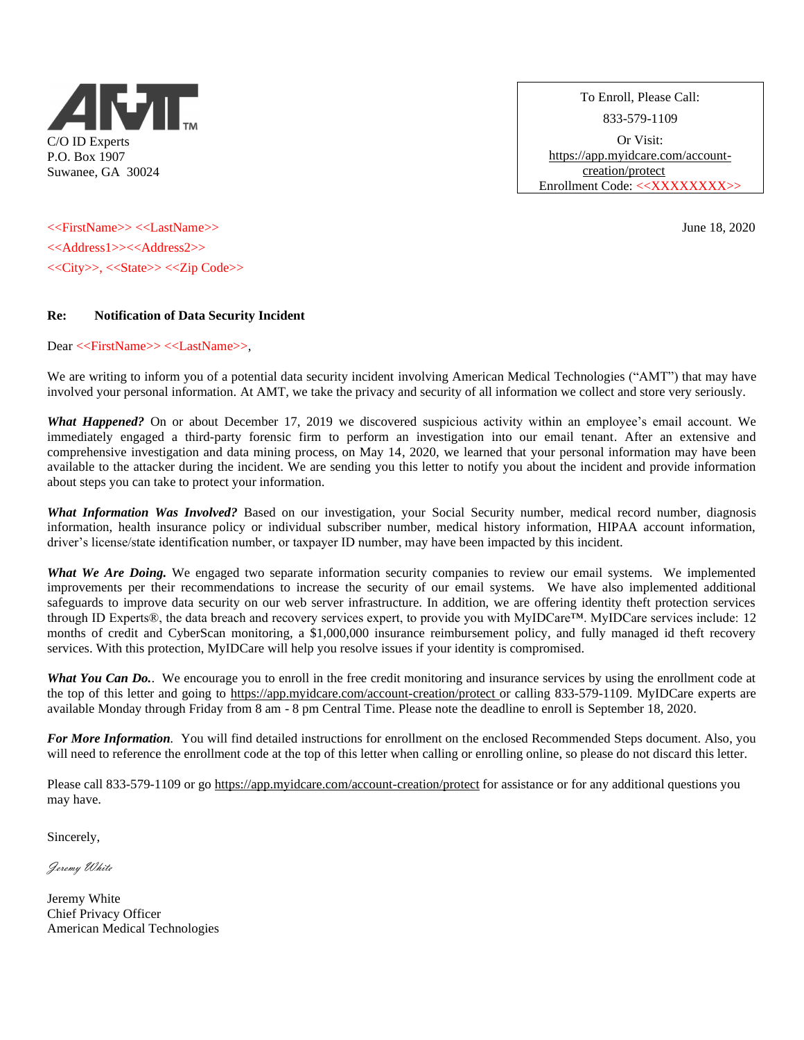AMT™

C/O ID Experts
P.O. Box 1907
Suwanee, GA 30024

To Enroll, Please Call:
833-579-1109
Or Visit:
https://app.myidcare.com/account-creation/protect
Enrollment Code: <<XXXXXXXX>>

<<FirstName>> <<LastName>>
<<Address1>><<Address2>>
<<City>>, <<State>> <<Zip Code>>

June 18, 2020

**Re: Notification of Data Security Incident**

Dear <<FirstName>> <<LastName>>,

We are writing to inform you of a potential data security incident involving American Medical Technologies ("AMT") that may have involved your personal information. At AMT, we take the privacy and security of all information we collect and store very seriously.

***What Happened?*** On or about December 17, 2019 we discovered suspicious activity within an employee's email account. We immediately engaged a third-party forensic firm to perform an investigation into our email tenant. After an extensive and comprehensive investigation and data mining process, on May 14, 2020, we learned that your personal information may have been available to the attacker during the incident. We are sending you this letter to notify you about the incident and provide information about steps you can take to protect your information.

***What Information Was Involved?*** Based on our investigation, your Social Security number, medical record number, diagnosis information, health insurance policy or individual subscriber number, medical history information, HIPAA account information, driver's license/state identification number, or taxpayer ID number, may have been impacted by this incident.

***What We Are Doing.*** We engaged two separate information security companies to review our email systems. We implemented improvements per their recommendations to increase the security of our email systems. We have also implemented additional safeguards to improve data security on our web server infrastructure. In addition, we are offering identity theft protection services through ID Experts®, the data breach and recovery services expert, to provide you with MyIDCare™. MyIDCare services include: 12 months of credit and CyberScan monitoring, a $1,000,000 insurance reimbursement policy, and fully managed id theft recovery services. With this protection, MyIDCare will help you resolve issues if your identity is compromised.

***What You Can Do.***. We encourage you to enroll in the free credit monitoring and insurance services by using the enrollment code at the top of this letter and going to https://app.myidcare.com/account-creation/protect or calling 833-579-1109. MyIDCare experts are available Monday through Friday from 8 am - 8 pm Central Time. Please note the deadline to enroll is September 18, 2020.

***For More Information***. You will find detailed instructions for enrollment on the enclosed Recommended Steps document. Also, you will need to reference the enrollment code at the top of this letter when calling or enrolling online, so please do not discard this letter.

Please call 833-579-1109 or go https://app.myidcare.com/account-creation/protect for assistance or for any additional questions you may have.

Sincerely,

*Jeremy White*

Jeremy White
Chief Privacy Officer
American Medical Technologies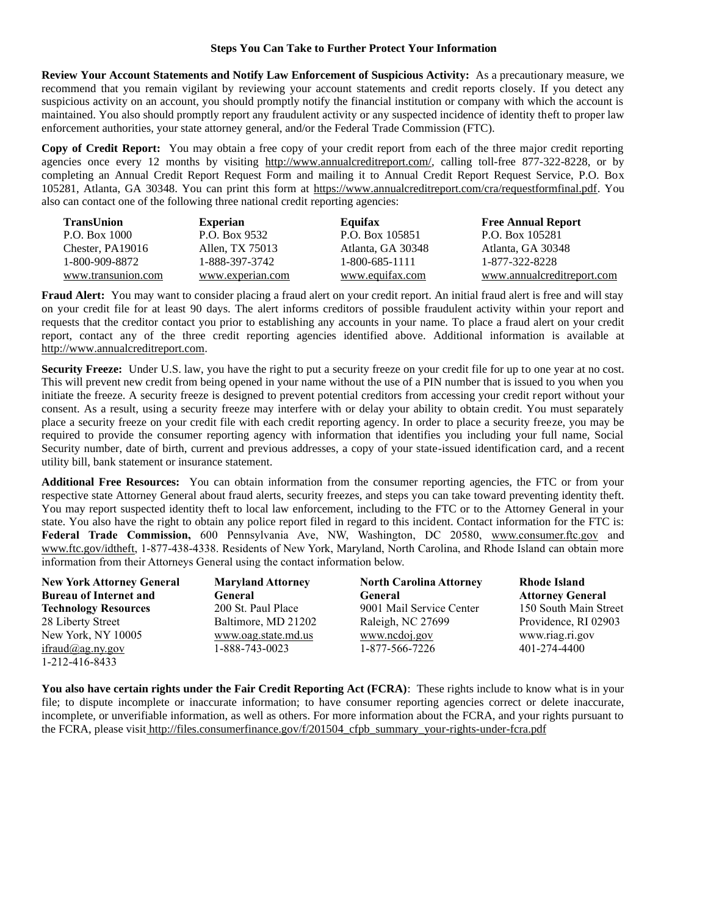## Steps You Can Take to Further Protect Your Information

**Review Your Account Statements and Notify Law Enforcement of Suspicious Activity:** As a precautionary measure, we recommend that you remain vigilant by reviewing your account statements and credit reports closely. If you detect any suspicious activity on an account, you should promptly notify the financial institution or company with which the account is maintained. You also should promptly report any fraudulent activity or any suspected incidence of identity theft to proper law enforcement authorities, your state attorney general, and/or the Federal Trade Commission (FTC).

**Copy of Credit Report:** You may obtain a free copy of your credit report from each of the three major credit reporting agencies once every 12 months by visiting http://www.annualcreditreport.com/, calling toll-free 877-322-8228, or by completing an Annual Credit Report Request Form and mailing it to Annual Credit Report Request Service, P.O. Box 105281, Atlanta, GA 30348. You can print this form at https://www.annualcreditreport.com/cra/requestformfinal.pdf. You also can contact one of the following three national credit reporting agencies:

| **TransUnion** | **Experian** | **Equifax** | **Free Annual Report** |
|---|---|---|---|
| P.O. Box 1000 | P.O. Box 9532 | P.O. Box 105851 | P.O. Box 105281 |
| Chester, PA19016 | Allen, TX 75013 | Atlanta, GA 30348 | Atlanta, GA 30348 |
| 1-800-909-8872 | 1-888-397-3742 | 1-800-685-1111 | 1-877-322-8228 |
| www.transunion.com | www.experian.com | www.equifax.com | www.annualcreditreport.com |

**Fraud Alert:** You may want to consider placing a fraud alert on your credit report. An initial fraud alert is free and will stay on your credit file for at least 90 days. The alert informs creditors of possible fraudulent activity within your report and requests that the creditor contact you prior to establishing any accounts in your name. To place a fraud alert on your credit report, contact any of the three credit reporting agencies identified above. Additional information is available at http://www.annualcreditreport.com.

**Security Freeze:** Under U.S. law, you have the right to put a security freeze on your credit file for up to one year at no cost. This will prevent new credit from being opened in your name without the use of a PIN number that is issued to you when you initiate the freeze. A security freeze is designed to prevent potential creditors from accessing your credit report without your consent. As a result, using a security freeze may interfere with or delay your ability to obtain credit. You must separately place a security freeze on your credit file with each credit reporting agency. In order to place a security freeze, you may be required to provide the consumer reporting agency with information that identifies you including your full name, Social Security number, date of birth, current and previous addresses, a copy of your state-issued identification card, and a recent utility bill, bank statement or insurance statement.

**Additional Free Resources:** You can obtain information from the consumer reporting agencies, the FTC or from your respective state Attorney General about fraud alerts, security freezes, and steps you can take toward preventing identity theft. You may report suspected identity theft to local law enforcement, including to the FTC or to the Attorney General in your state. You also have the right to obtain any police report filed in regard to this incident. Contact information for the FTC is: **Federal Trade Commission,** 600 Pennsylvania Ave, NW, Washington, DC 20580, www.consumer.ftc.gov and www.ftc.gov/idtheft, 1-877-438-4338. Residents of New York, Maryland, North Carolina, and Rhode Island can obtain more information from their Attorneys General using the contact information below.

| **New York Attorney General Bureau of Internet and Technology Resources** | **Maryland Attorney General** | **North Carolina Attorney General** | **Rhode Island Attorney General** |
|---|---|---|---|
| 28 Liberty Street | 200 St. Paul Place | 9001 Mail Service Center | 150 South Main Street |
| New York, NY 10005 | Baltimore, MD 21202 | Raleigh, NC 27699 | Providence, RI 02903 |
| ifraud@ag.ny.gov | www.oag.state.md.us | www.ncdoj.gov | www.riag.ri.gov |
| 1-212-416-8433 | 1-888-743-0023 | 1-877-566-7226 | 401-274-4400 |

**You also have certain rights under the Fair Credit Reporting Act (FCRA)**: These rights include to know what is in your file; to dispute incomplete or inaccurate information; to have consumer reporting agencies correct or delete inaccurate, incomplete, or unverifiable information, as well as others. For more information about the FCRA, and your rights pursuant to the FCRA, please visit http://files.consumerfinance.gov/f/201504_cfpb_summary_your-rights-under-fcra.pdf